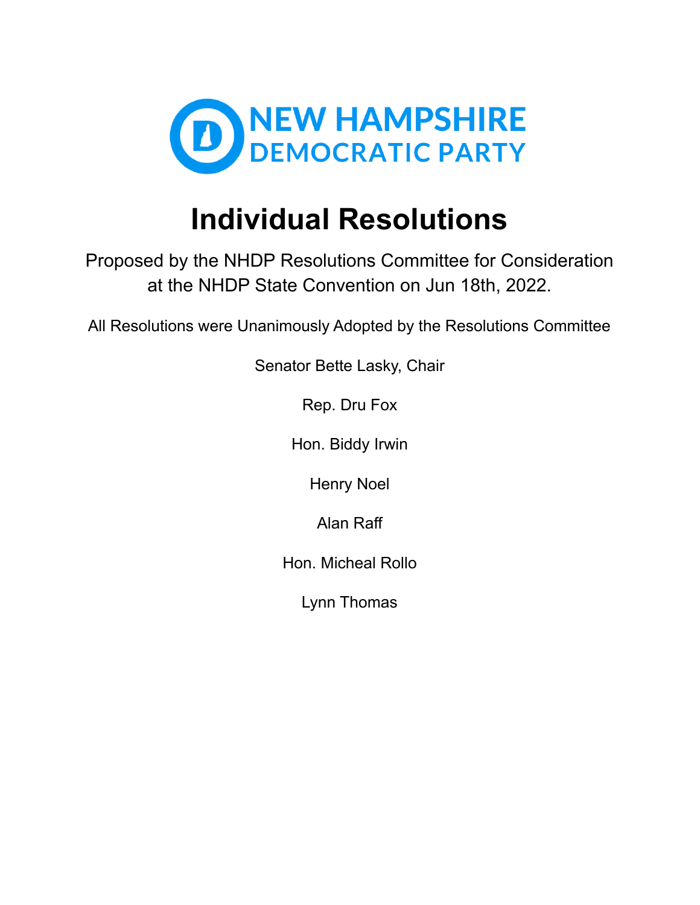NEW HAMPSHIRE
DEMOCRATIC PARTY

# Individual Resolutions

Proposed by the NHDP Resolutions Committee for Consideration at the NHDP State Convention on Jun 18th, 2022.

All Resolutions were Unanimously Adopted by the Resolutions Committee

Senator Bette Lasky, Chair

Rep. Dru Fox

Hon. Biddy Irwin

Henry Noel

Alan Raff

Hon. Micheal Rollo

Lynn Thomas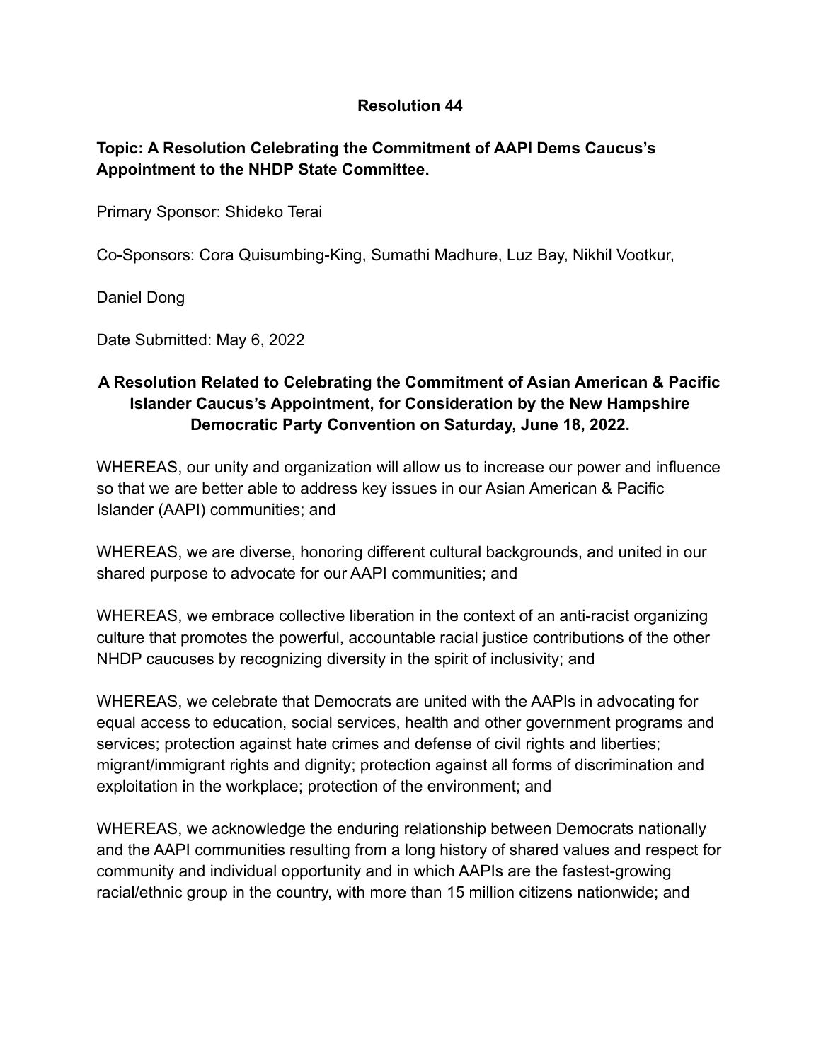**Resolution 44**

**Topic: A Resolution Celebrating the Commitment of AAPI Dems Caucus's Appointment to the NHDP State Committee.**

Primary Sponsor: Shideko Terai

Co-Sponsors: Cora Quisumbing-King, Sumathi Madhure, Luz Bay, Nikhil Vootkur,

Daniel Dong

Date Submitted: May 6, 2022

**A Resolution Related to Celebrating the Commitment of Asian American & Pacific Islander Caucus's Appointment, for Consideration by the New Hampshire Democratic Party Convention on Saturday, June 18, 2022.**

WHEREAS, our unity and organization will allow us to increase our power and influence so that we are better able to address key issues in our Asian American & Pacific Islander (AAPI) communities; and

WHEREAS, we are diverse, honoring different cultural backgrounds, and united in our shared purpose to advocate for our AAPI communities; and

WHEREAS, we embrace collective liberation in the context of an anti-racist organizing culture that promotes the powerful, accountable racial justice contributions of the other NHDP caucuses by recognizing diversity in the spirit of inclusivity; and

WHEREAS, we celebrate that Democrats are united with the AAPIs in advocating for equal access to education, social services, health and other government programs and services; protection against hate crimes and defense of civil rights and liberties; migrant/immigrant rights and dignity; protection against all forms of discrimination and exploitation in the workplace; protection of the environment; and

WHEREAS, we acknowledge the enduring relationship between Democrats nationally and the AAPI communities resulting from a long history of shared values and respect for community and individual opportunity and in which AAPIs are the fastest-growing racial/ethnic group in the country, with more than 15 million citizens nationwide; and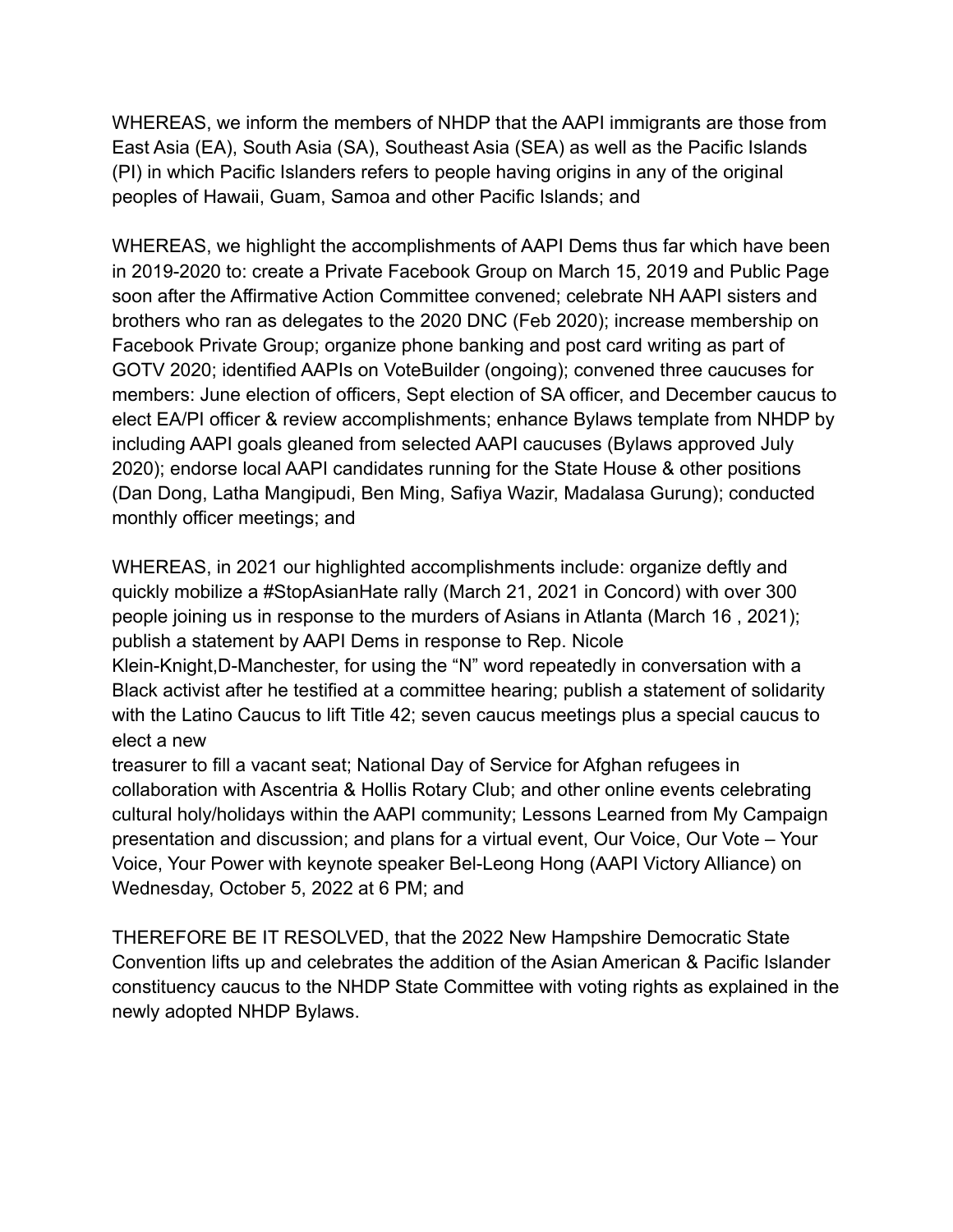WHEREAS, we inform the members of NHDP that the AAPI immigrants are those from East Asia (EA), South Asia (SA), Southeast Asia (SEA) as well as the Pacific Islands (PI) in which Pacific Islanders refers to people having origins in any of the original peoples of Hawaii, Guam, Samoa and other Pacific Islands; and

WHEREAS, we highlight the accomplishments of AAPI Dems thus far which have been in 2019-2020 to: create a Private Facebook Group on March 15, 2019 and Public Page soon after the Affirmative Action Committee convened; celebrate NH AAPI sisters and brothers who ran as delegates to the 2020 DNC (Feb 2020); increase membership on Facebook Private Group; organize phone banking and post card writing as part of GOTV 2020; identified AAPIs on VoteBuilder (ongoing); convened three caucuses for members: June election of officers, Sept election of SA officer, and December caucus to elect EA/PI officer & review accomplishments; enhance Bylaws template from NHDP by including AAPI goals gleaned from selected AAPI caucuses (Bylaws approved July 2020); endorse local AAPI candidates running for the State House & other positions (Dan Dong, Latha Mangipudi, Ben Ming, Safiya Wazir, Madalasa Gurung); conducted monthly officer meetings; and

WHEREAS, in 2021 our highlighted accomplishments include: organize deftly and quickly mobilize a #StopAsianHate rally (March 21, 2021 in Concord) with over 300 people joining us in response to the murders of Asians in Atlanta (March 16 , 2021); publish a statement by AAPI Dems in response to Rep. Nicole Klein-Knight,D-Manchester, for using the "N" word repeatedly in conversation with a Black activist after he testified at a committee hearing; publish a statement of solidarity with the Latino Caucus to lift Title 42; seven caucus meetings plus a special caucus to elect a new treasurer to fill a vacant seat; National Day of Service for Afghan refugees in collaboration with Ascentria & Hollis Rotary Club; and other online events celebrating cultural holy/holidays within the AAPI community; Lessons Learned from My Campaign presentation and discussion; and plans for a virtual event, Our Voice, Our Vote – Your Voice, Your Power with keynote speaker Bel-Leong Hong (AAPI Victory Alliance) on Wednesday, October 5, 2022 at 6 PM; and

THEREFORE BE IT RESOLVED, that the 2022 New Hampshire Democratic State Convention lifts up and celebrates the addition of the Asian American & Pacific Islander constituency caucus to the NHDP State Committee with voting rights as explained in the newly adopted NHDP Bylaws.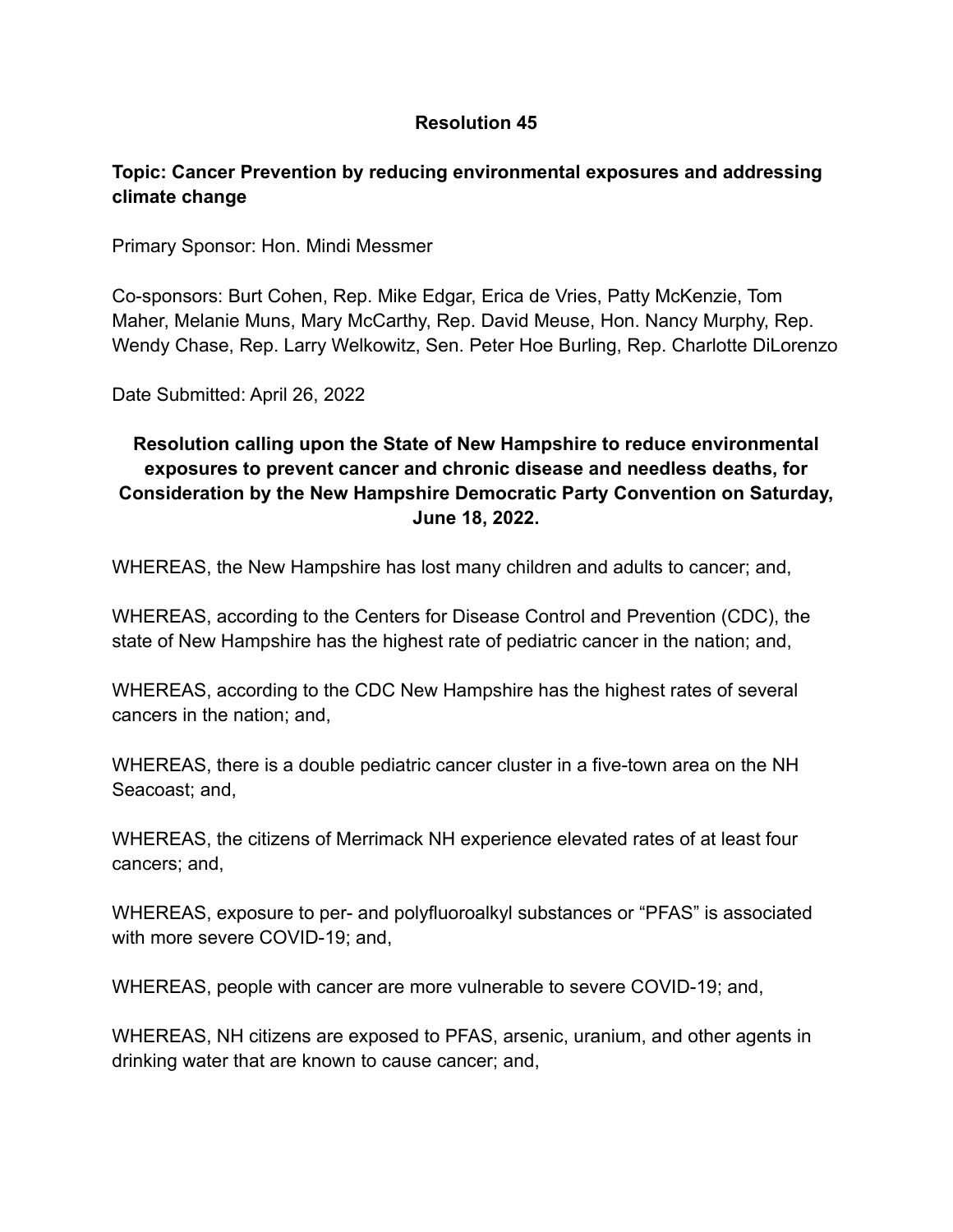**Resolution 45**

**Topic: Cancer Prevention by reducing environmental exposures and addressing climate change**

Primary Sponsor: Hon. Mindi Messmer

Co-sponsors: Burt Cohen, Rep. Mike Edgar, Erica de Vries, Patty McKenzie, Tom Maher, Melanie Muns, Mary McCarthy, Rep. David Meuse, Hon. Nancy Murphy, Rep. Wendy Chase, Rep. Larry Welkowitz, Sen. Peter Hoe Burling, Rep. Charlotte DiLorenzo

Date Submitted: April 26, 2022

**Resolution calling upon the State of New Hampshire to reduce environmental exposures to prevent cancer and chronic disease and needless deaths, for Consideration by the New Hampshire Democratic Party Convention on Saturday, June 18, 2022.**

WHEREAS, the New Hampshire has lost many children and adults to cancer; and,

WHEREAS, according to the Centers for Disease Control and Prevention (CDC), the state of New Hampshire has the highest rate of pediatric cancer in the nation; and,

WHEREAS, according to the CDC New Hampshire has the highest rates of several cancers in the nation; and,

WHEREAS, there is a double pediatric cancer cluster in a five-town area on the NH Seacoast; and,

WHEREAS, the citizens of Merrimack NH experience elevated rates of at least four cancers; and,

WHEREAS, exposure to per- and polyfluoroalkyl substances or "PFAS" is associated with more severe COVID-19; and,

WHEREAS, people with cancer are more vulnerable to severe COVID-19; and,

WHEREAS, NH citizens are exposed to PFAS, arsenic, uranium, and other agents in drinking water that are known to cause cancer; and,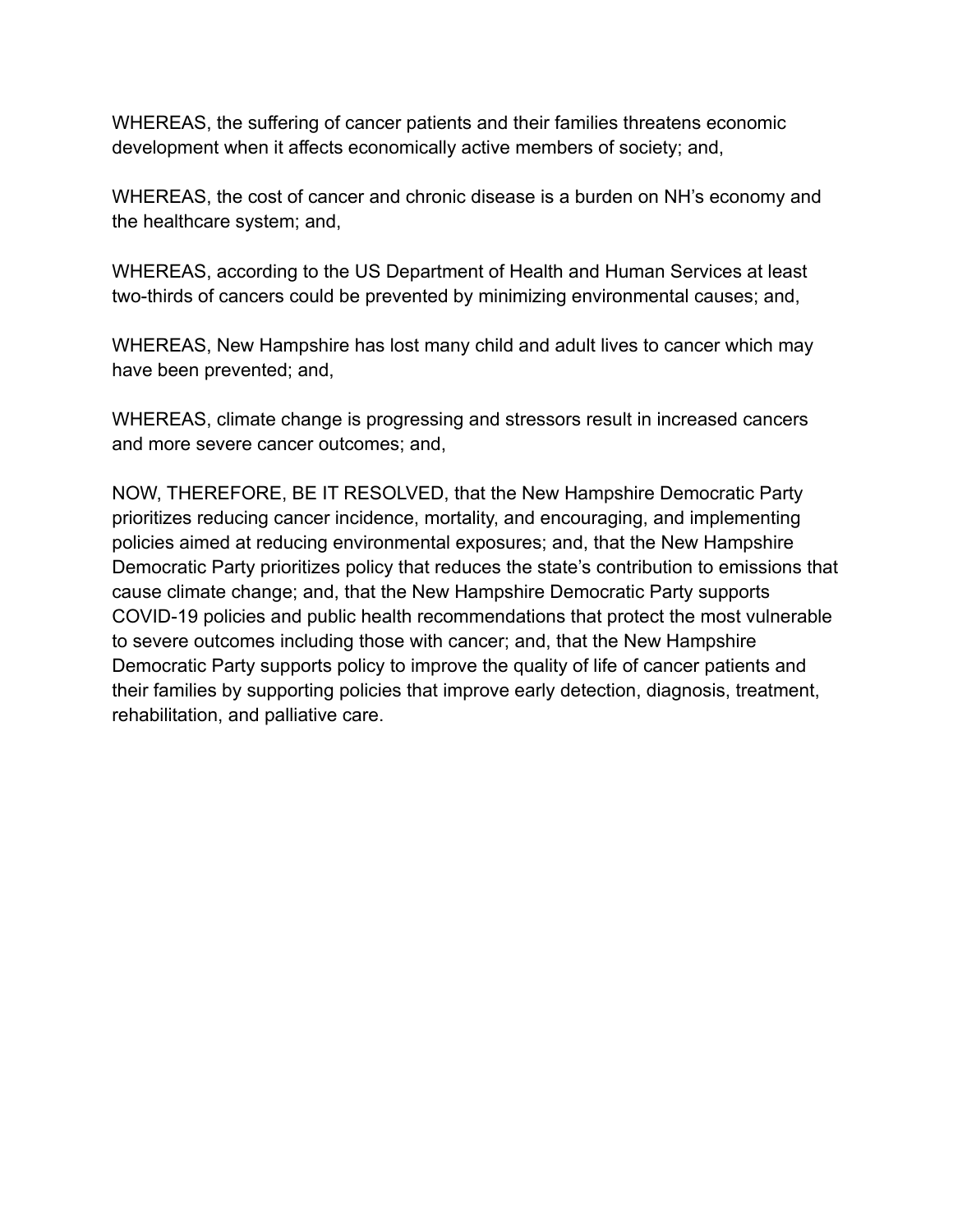WHEREAS, the suffering of cancer patients and their families threatens economic development when it affects economically active members of society; and,

WHEREAS, the cost of cancer and chronic disease is a burden on NH's economy and the healthcare system; and,

WHEREAS, according to the US Department of Health and Human Services at least two-thirds of cancers could be prevented by minimizing environmental causes; and,

WHEREAS, New Hampshire has lost many child and adult lives to cancer which may have been prevented; and,

WHEREAS, climate change is progressing and stressors result in increased cancers and more severe cancer outcomes; and,

NOW, THEREFORE, BE IT RESOLVED, that the New Hampshire Democratic Party prioritizes reducing cancer incidence, mortality, and encouraging, and implementing policies aimed at reducing environmental exposures; and, that the New Hampshire Democratic Party prioritizes policy that reduces the state's contribution to emissions that cause climate change; and, that the New Hampshire Democratic Party supports COVID-19 policies and public health recommendations that protect the most vulnerable to severe outcomes including those with cancer; and, that the New Hampshire Democratic Party supports policy to improve the quality of life of cancer patients and their families by supporting policies that improve early detection, diagnosis, treatment, rehabilitation, and palliative care.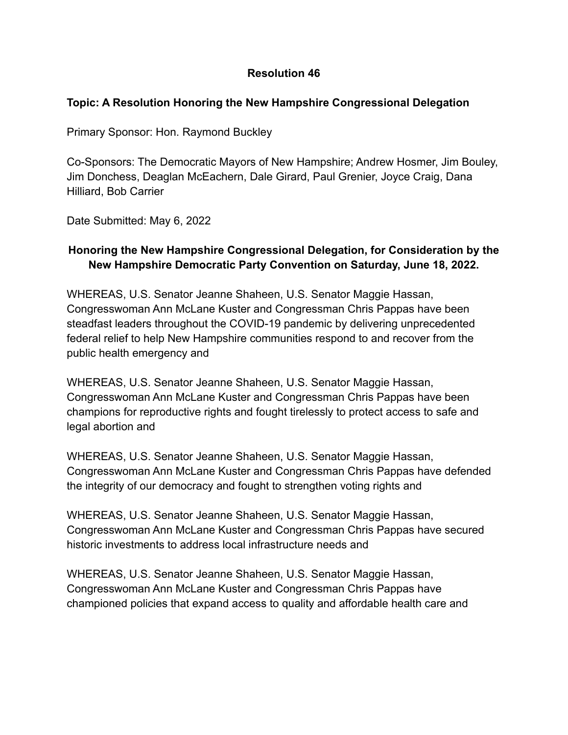# Resolution 46

**Topic: A Resolution Honoring the New Hampshire Congressional Delegation**

Primary Sponsor: Hon. Raymond Buckley

Co-Sponsors: The Democratic Mayors of New Hampshire; Andrew Hosmer, Jim Bouley, Jim Donchess, Deaglan McEachern, Dale Girard, Paul Grenier, Joyce Craig, Dana Hilliard, Bob Carrier

Date Submitted: May 6, 2022

## Honoring the New Hampshire Congressional Delegation, for Consideration by the New Hampshire Democratic Party Convention on Saturday, June 18, 2022.

WHEREAS, U.S. Senator Jeanne Shaheen, U.S. Senator Maggie Hassan, Congresswoman Ann McLane Kuster and Congressman Chris Pappas have been steadfast leaders throughout the COVID-19 pandemic by delivering unprecedented federal relief to help New Hampshire communities respond to and recover from the public health emergency and

WHEREAS, U.S. Senator Jeanne Shaheen, U.S. Senator Maggie Hassan, Congresswoman Ann McLane Kuster and Congressman Chris Pappas have been champions for reproductive rights and fought tirelessly to protect access to safe and legal abortion and

WHEREAS, U.S. Senator Jeanne Shaheen, U.S. Senator Maggie Hassan, Congresswoman Ann McLane Kuster and Congressman Chris Pappas have defended the integrity of our democracy and fought to strengthen voting rights and

WHEREAS, U.S. Senator Jeanne Shaheen, U.S. Senator Maggie Hassan, Congresswoman Ann McLane Kuster and Congressman Chris Pappas have secured historic investments to address local infrastructure needs and

WHEREAS, U.S. Senator Jeanne Shaheen, U.S. Senator Maggie Hassan, Congresswoman Ann McLane Kuster and Congressman Chris Pappas have championed policies that expand access to quality and affordable health care and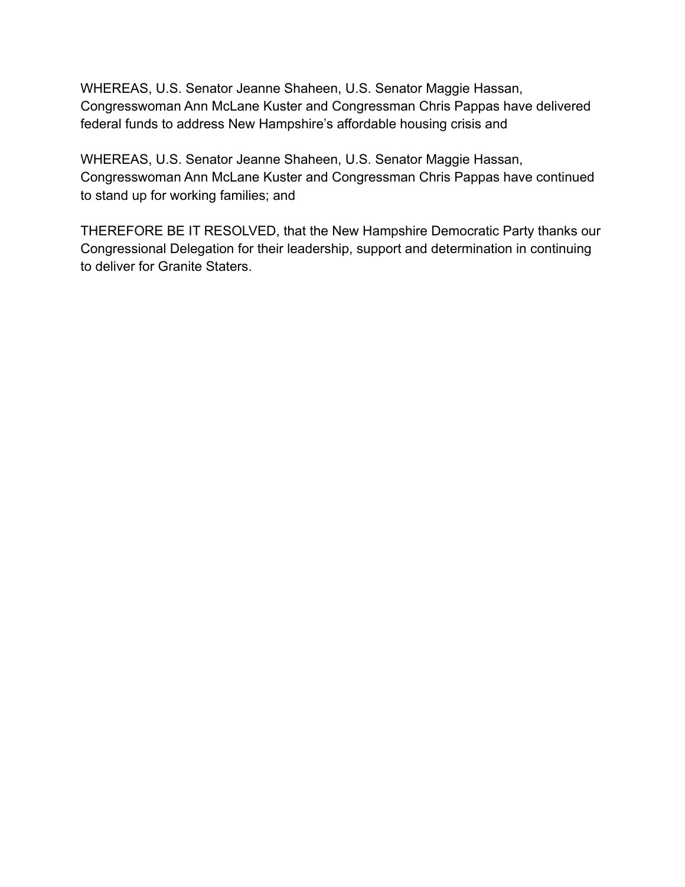WHEREAS, U.S. Senator Jeanne Shaheen, U.S. Senator Maggie Hassan, Congresswoman Ann McLane Kuster and Congressman Chris Pappas have delivered federal funds to address New Hampshire's affordable housing crisis and

WHEREAS, U.S. Senator Jeanne Shaheen, U.S. Senator Maggie Hassan, Congresswoman Ann McLane Kuster and Congressman Chris Pappas have continued to stand up for working families; and

THEREFORE BE IT RESOLVED, that the New Hampshire Democratic Party thanks our Congressional Delegation for their leadership, support and determination in continuing to deliver for Granite Staters.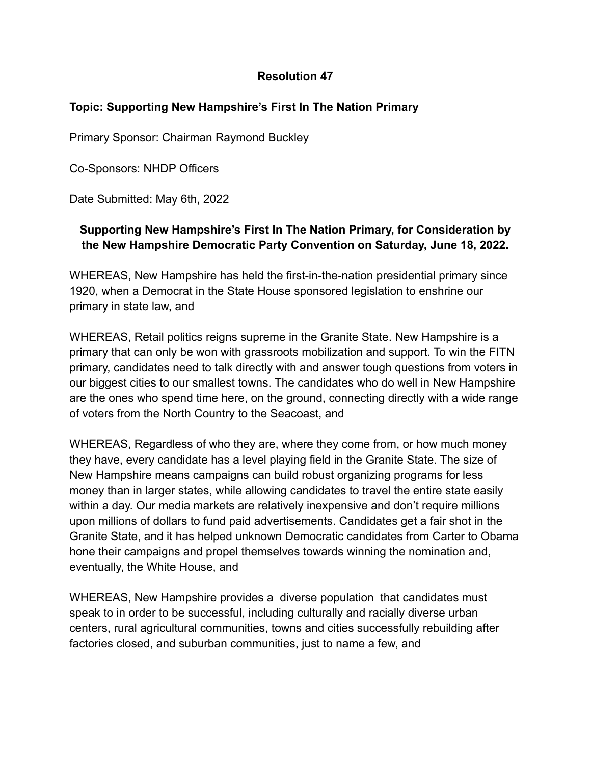**Resolution 47**

**Topic: Supporting New Hampshire's First In The Nation Primary**

Primary Sponsor: Chairman Raymond Buckley

Co-Sponsors: NHDP Officers

Date Submitted: May 6th, 2022

**Supporting New Hampshire's First In The Nation Primary, for Consideration by the New Hampshire Democratic Party Convention on Saturday, June 18, 2022.**

WHEREAS, New Hampshire has held the first-in-the-nation presidential primary since 1920, when a Democrat in the State House sponsored legislation to enshrine our primary in state law, and

WHEREAS, Retail politics reigns supreme in the Granite State. New Hampshire is a primary that can only be won with grassroots mobilization and support. To win the FITN primary, candidates need to talk directly with and answer tough questions from voters in our biggest cities to our smallest towns. The candidates who do well in New Hampshire are the ones who spend time here, on the ground, connecting directly with a wide range of voters from the North Country to the Seacoast, and

WHEREAS, Regardless of who they are, where they come from, or how much money they have, every candidate has a level playing field in the Granite State. The size of New Hampshire means campaigns can build robust organizing programs for less money than in larger states, while allowing candidates to travel the entire state easily within a day. Our media markets are relatively inexpensive and don't require millions upon millions of dollars to fund paid advertisements. Candidates get a fair shot in the Granite State, and it has helped unknown Democratic candidates from Carter to Obama hone their campaigns and propel themselves towards winning the nomination and, eventually, the White House, and

WHEREAS, New Hampshire provides a diverse population that candidates must speak to in order to be successful, including culturally and racially diverse urban centers, rural agricultural communities, towns and cities successfully rebuilding after factories closed, and suburban communities, just to name a few, and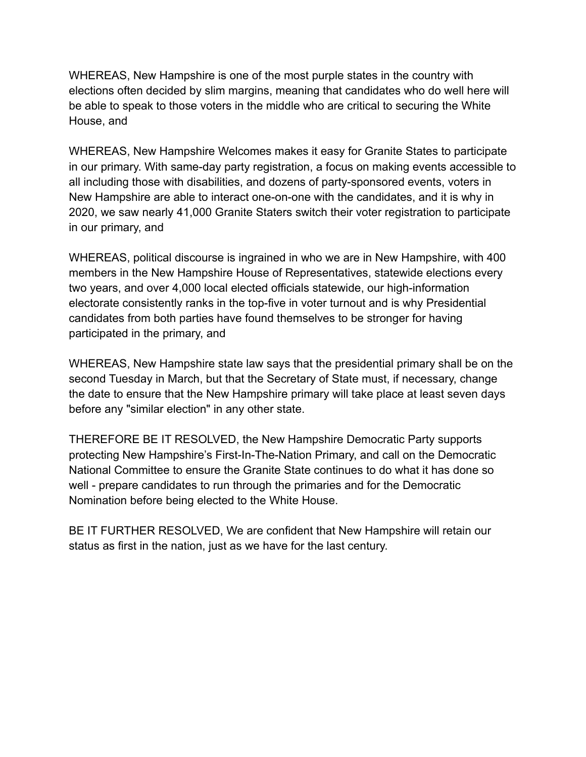WHEREAS, New Hampshire is one of the most purple states in the country with elections often decided by slim margins, meaning that candidates who do well here will be able to speak to those voters in the middle who are critical to securing the White House, and

WHEREAS, New Hampshire Welcomes makes it easy for Granite States to participate in our primary. With same-day party registration, a focus on making events accessible to all including those with disabilities, and dozens of party-sponsored events, voters in New Hampshire are able to interact one-on-one with the candidates, and it is why in 2020, we saw nearly 41,000 Granite Staters switch their voter registration to participate in our primary, and

WHEREAS, political discourse is ingrained in who we are in New Hampshire, with 400 members in the New Hampshire House of Representatives, statewide elections every two years, and over 4,000 local elected officials statewide, our high-information electorate consistently ranks in the top-five in voter turnout and is why Presidential candidates from both parties have found themselves to be stronger for having participated in the primary, and

WHEREAS, New Hampshire state law says that the presidential primary shall be on the second Tuesday in March, but that the Secretary of State must, if necessary, change the date to ensure that the New Hampshire primary will take place at least seven days before any "similar election" in any other state.

THEREFORE BE IT RESOLVED, the New Hampshire Democratic Party supports protecting New Hampshire's First-In-The-Nation Primary, and call on the Democratic National Committee to ensure the Granite State continues to do what it has done so well - prepare candidates to run through the primaries and for the Democratic Nomination before being elected to the White House.

BE IT FURTHER RESOLVED, We are confident that New Hampshire will retain our status as first in the nation, just as we have for the last century.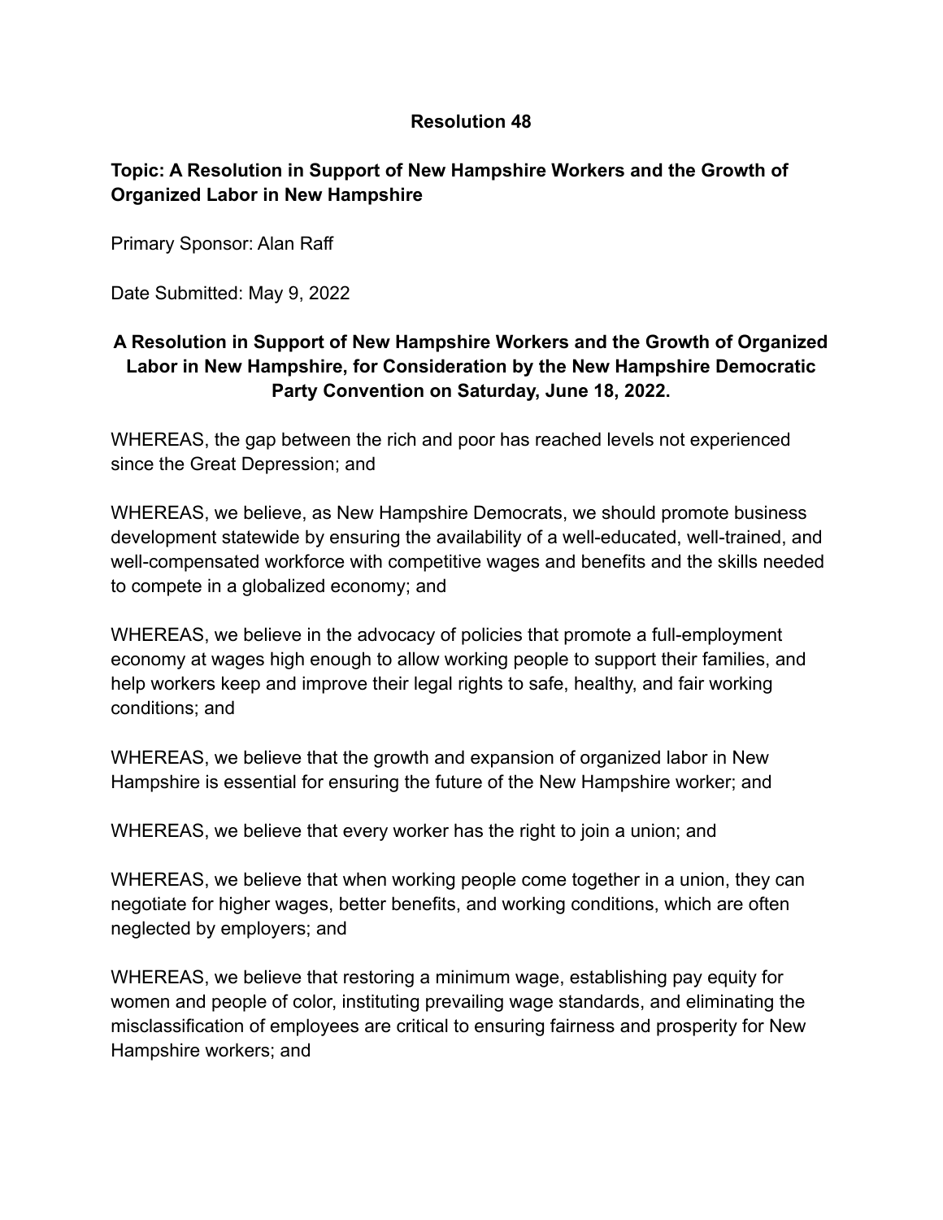**Resolution 48**

**Topic: A Resolution in Support of New Hampshire Workers and the Growth of Organized Labor in New Hampshire**

Primary Sponsor: Alan Raff

Date Submitted: May 9, 2022

**A Resolution in Support of New Hampshire Workers and the Growth of Organized Labor in New Hampshire, for Consideration by the New Hampshire Democratic Party Convention on Saturday, June 18, 2022.**

WHEREAS, the gap between the rich and poor has reached levels not experienced since the Great Depression; and

WHEREAS, we believe, as New Hampshire Democrats, we should promote business development statewide by ensuring the availability of a well-educated, well-trained, and well-compensated workforce with competitive wages and benefits and the skills needed to compete in a globalized economy; and

WHEREAS, we believe in the advocacy of policies that promote a full-employment economy at wages high enough to allow working people to support their families, and help workers keep and improve their legal rights to safe, healthy, and fair working conditions; and

WHEREAS, we believe that the growth and expansion of organized labor in New Hampshire is essential for ensuring the future of the New Hampshire worker; and

WHEREAS, we believe that every worker has the right to join a union; and

WHEREAS, we believe that when working people come together in a union, they can negotiate for higher wages, better benefits, and working conditions, which are often neglected by employers; and

WHEREAS, we believe that restoring a minimum wage, establishing pay equity for women and people of color, instituting prevailing wage standards, and eliminating the misclassification of employees are critical to ensuring fairness and prosperity for New Hampshire workers; and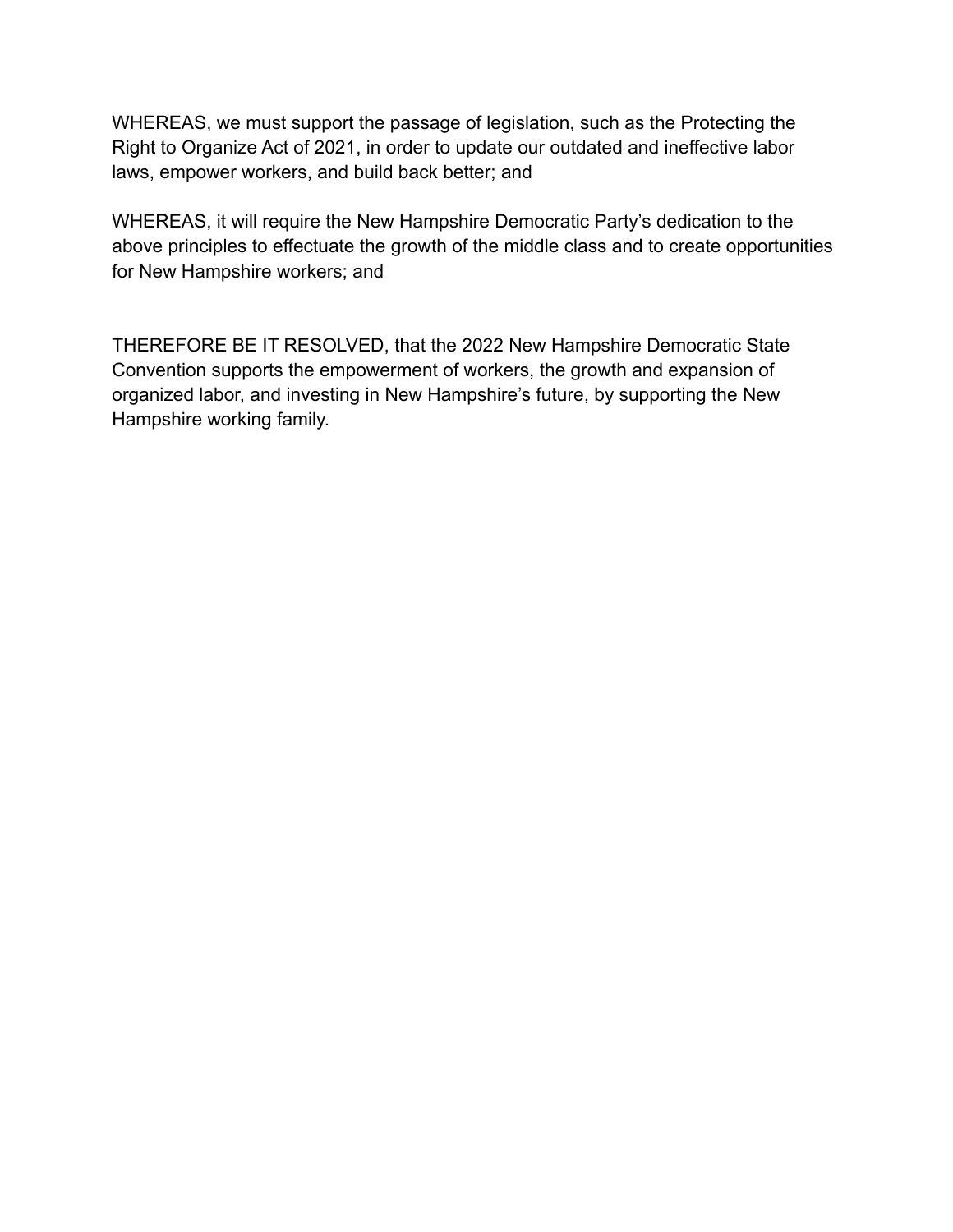WHEREAS, we must support the passage of legislation, such as the Protecting the Right to Organize Act of 2021, in order to update our outdated and ineffective labor laws, empower workers, and build back better; and

WHEREAS, it will require the New Hampshire Democratic Party's dedication to the above principles to effectuate the growth of the middle class and to create opportunities for New Hampshire workers; and

THEREFORE BE IT RESOLVED, that the 2022 New Hampshire Democratic State Convention supports the empowerment of workers, the growth and expansion of organized labor, and investing in New Hampshire's future, by supporting the New Hampshire working family.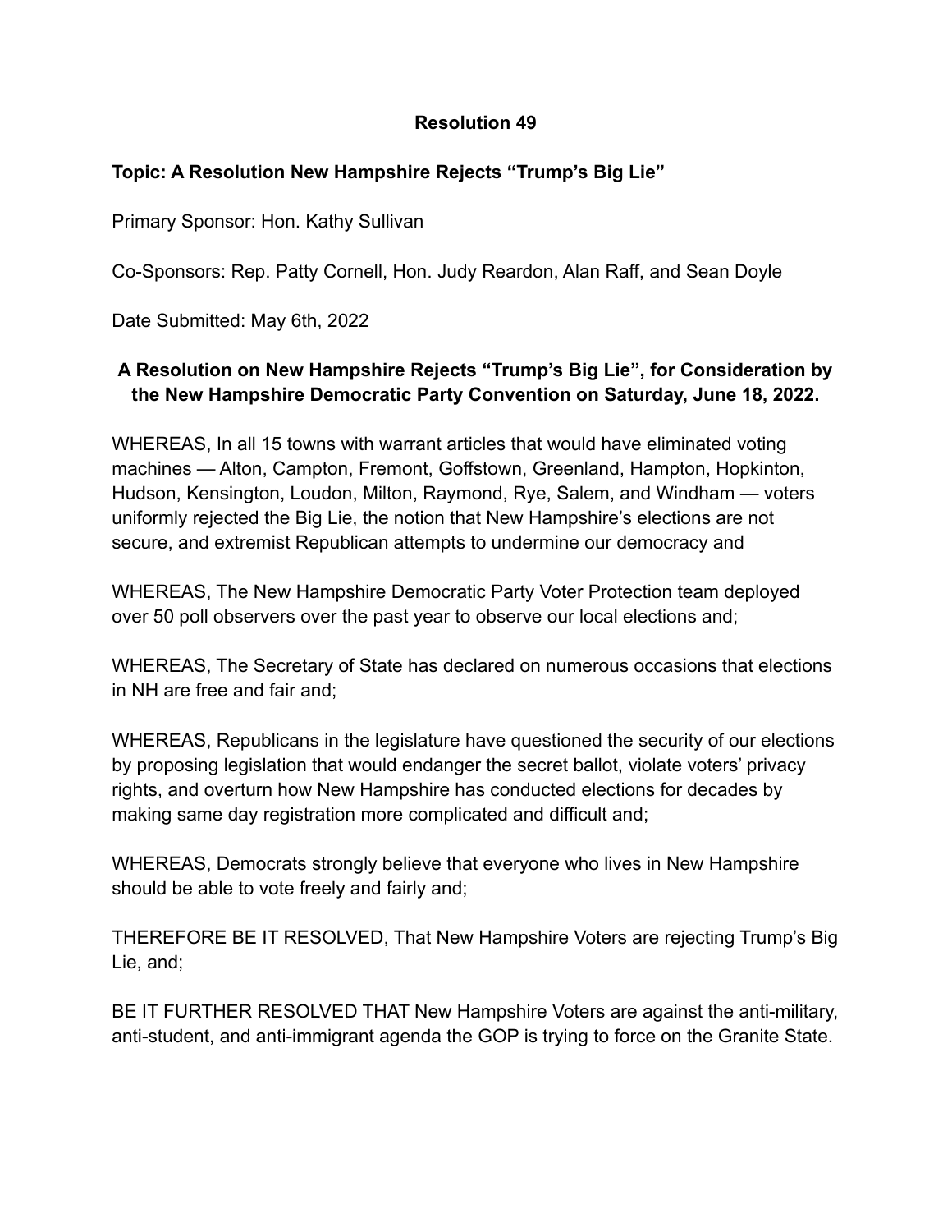**Resolution 49**

**Topic: A Resolution New Hampshire Rejects "Trump's Big Lie"**

Primary Sponsor: Hon. Kathy Sullivan

Co-Sponsors: Rep. Patty Cornell, Hon. Judy Reardon, Alan Raff, and Sean Doyle

Date Submitted: May 6th, 2022

**A Resolution on New Hampshire Rejects "Trump's Big Lie", for Consideration by the New Hampshire Democratic Party Convention on Saturday, June 18, 2022.**

WHEREAS, In all 15 towns with warrant articles that would have eliminated voting machines — Alton, Campton, Fremont, Goffstown, Greenland, Hampton, Hopkinton, Hudson, Kensington, Loudon, Milton, Raymond, Rye, Salem, and Windham — voters uniformly rejected the Big Lie, the notion that New Hampshire's elections are not secure, and extremist Republican attempts to undermine our democracy and

WHEREAS, The New Hampshire Democratic Party Voter Protection team deployed over 50 poll observers over the past year to observe our local elections and;

WHEREAS, The Secretary of State has declared on numerous occasions that elections in NH are free and fair and;

WHEREAS, Republicans in the legislature have questioned the security of our elections by proposing legislation that would endanger the secret ballot, violate voters' privacy rights, and overturn how New Hampshire has conducted elections for decades by making same day registration more complicated and difficult and;

WHEREAS, Democrats strongly believe that everyone who lives in New Hampshire should be able to vote freely and fairly and;

THEREFORE BE IT RESOLVED, That New Hampshire Voters are rejecting Trump's Big Lie, and;

BE IT FURTHER RESOLVED THAT New Hampshire Voters are against the anti-military, anti-student, and anti-immigrant agenda the GOP is trying to force on the Granite State.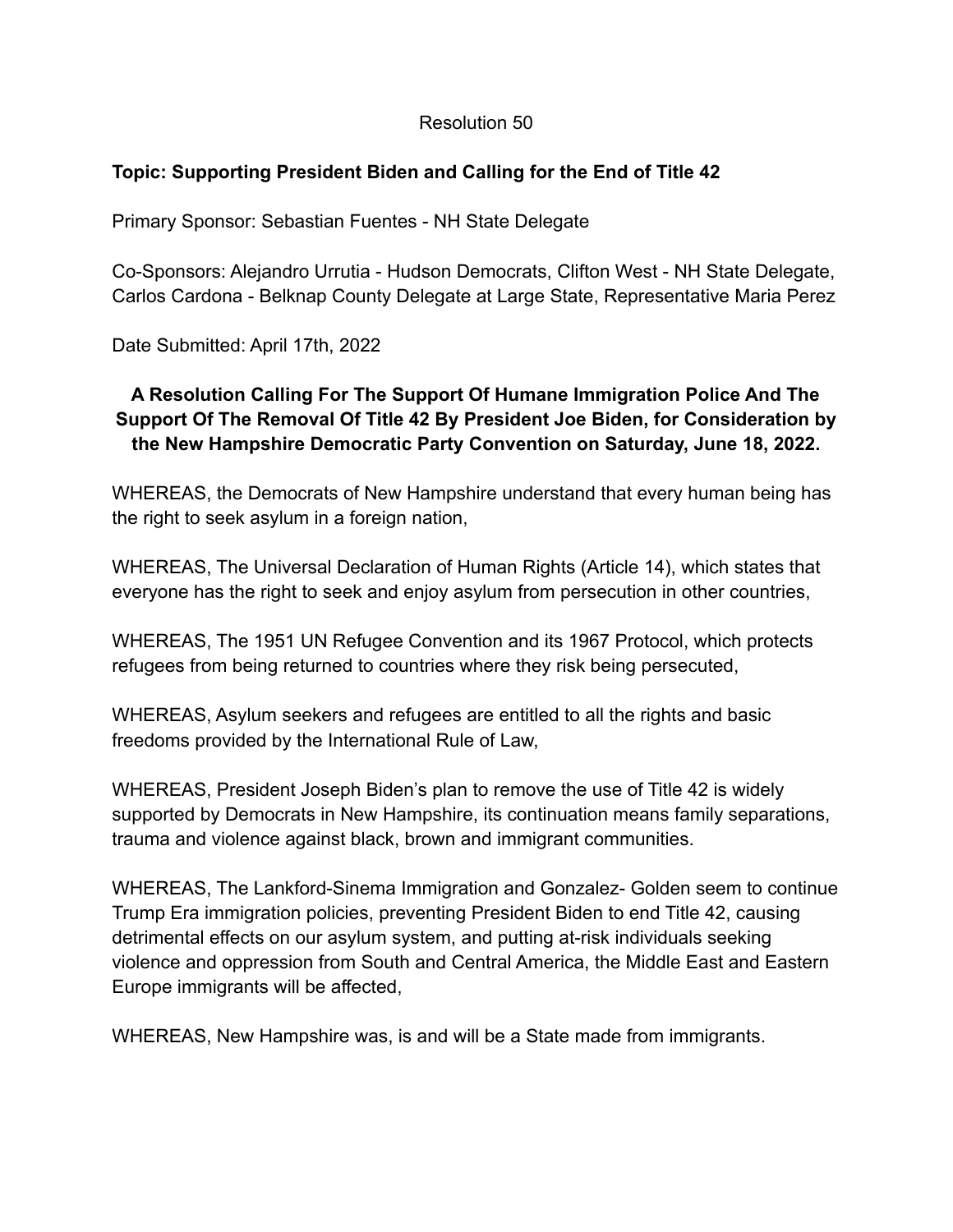Resolution 50

**Topic: Supporting President Biden and Calling for the End of Title 42**

Primary Sponsor: Sebastian Fuentes - NH State Delegate

Co-Sponsors: Alejandro Urrutia - Hudson Democrats, Clifton West - NH State Delegate, Carlos Cardona - Belknap County Delegate at Large State, Representative Maria Perez

Date Submitted: April 17th, 2022

**A Resolution Calling For The Support Of Humane Immigration Police And The Support Of The Removal Of Title 42 By President Joe Biden, for Consideration by the New Hampshire Democratic Party Convention on Saturday, June 18, 2022.**

WHEREAS, the Democrats of New Hampshire understand that every human being has the right to seek asylum in a foreign nation,

WHEREAS, The Universal Declaration of Human Rights (Article 14), which states that everyone has the right to seek and enjoy asylum from persecution in other countries,

WHEREAS, The 1951 UN Refugee Convention and its 1967 Protocol, which protects refugees from being returned to countries where they risk being persecuted,

WHEREAS, Asylum seekers and refugees are entitled to all the rights and basic freedoms provided by the International Rule of Law,

WHEREAS, President Joseph Biden's plan to remove the use of Title 42 is widely supported by Democrats in New Hampshire, its continuation means family separations, trauma and violence against black, brown and immigrant communities.

WHEREAS, The Lankford-Sinema Immigration and Gonzalez- Golden seem to continue Trump Era immigration policies, preventing President Biden to end Title 42, causing detrimental effects on our asylum system, and putting at-risk individuals seeking violence and oppression from South and Central America, the Middle East and Eastern Europe immigrants will be affected,

WHEREAS, New Hampshire was, is and will be a State made from immigrants.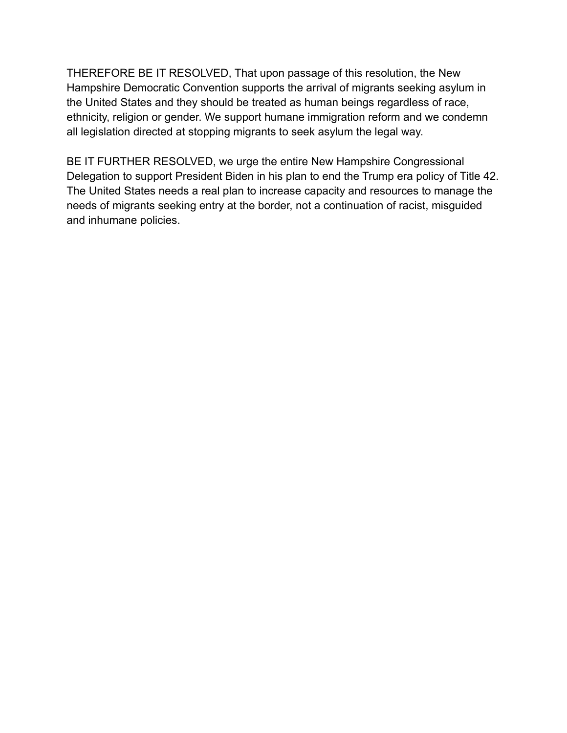THEREFORE BE IT RESOLVED, That upon passage of this resolution, the New Hampshire Democratic Convention supports the arrival of migrants seeking asylum in the United States and they should be treated as human beings regardless of race, ethnicity, religion or gender. We support humane immigration reform and we condemn all legislation directed at stopping migrants to seek asylum the legal way.

BE IT FURTHER RESOLVED, we urge the entire New Hampshire Congressional Delegation to support President Biden in his plan to end the Trump era policy of Title 42. The United States needs a real plan to increase capacity and resources to manage the needs of migrants seeking entry at the border, not a continuation of racist, misguided and inhumane policies.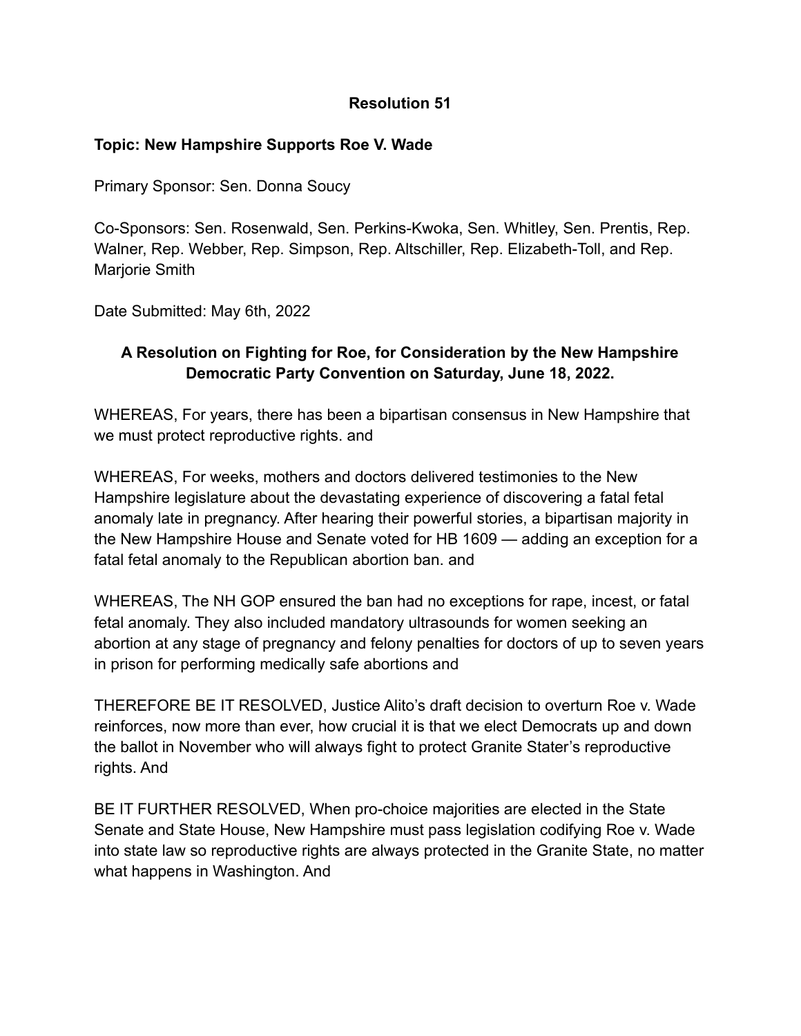**Resolution 51**

**Topic: New Hampshire Supports Roe V. Wade**

Primary Sponsor: Sen. Donna Soucy

Co-Sponsors: Sen. Rosenwald, Sen. Perkins-Kwoka, Sen. Whitley, Sen. Prentis, Rep. Walner, Rep. Webber, Rep. Simpson, Rep. Altschiller, Rep. Elizabeth-Toll, and Rep. Marjorie Smith

Date Submitted: May 6th, 2022

**A Resolution on Fighting for Roe, for Consideration by the New Hampshire Democratic Party Convention on Saturday, June 18, 2022.**

WHEREAS, For years, there has been a bipartisan consensus in New Hampshire that we must protect reproductive rights. and

WHEREAS, For weeks, mothers and doctors delivered testimonies to the New Hampshire legislature about the devastating experience of discovering a fatal fetal anomaly late in pregnancy. After hearing their powerful stories, a bipartisan majority in the New Hampshire House and Senate voted for HB 1609 — adding an exception for a fatal fetal anomaly to the Republican abortion ban. and

WHEREAS, The NH GOP ensured the ban had no exceptions for rape, incest, or fatal fetal anomaly. They also included mandatory ultrasounds for women seeking an abortion at any stage of pregnancy and felony penalties for doctors of up to seven years in prison for performing medically safe abortions and

THEREFORE BE IT RESOLVED, Justice Alito's draft decision to overturn Roe v. Wade reinforces, now more than ever, how crucial it is that we elect Democrats up and down the ballot in November who will always fight to protect Granite Stater's reproductive rights. And

BE IT FURTHER RESOLVED, When pro-choice majorities are elected in the State Senate and State House, New Hampshire must pass legislation codifying Roe v. Wade into state law so reproductive rights are always protected in the Granite State, no matter what happens in Washington. And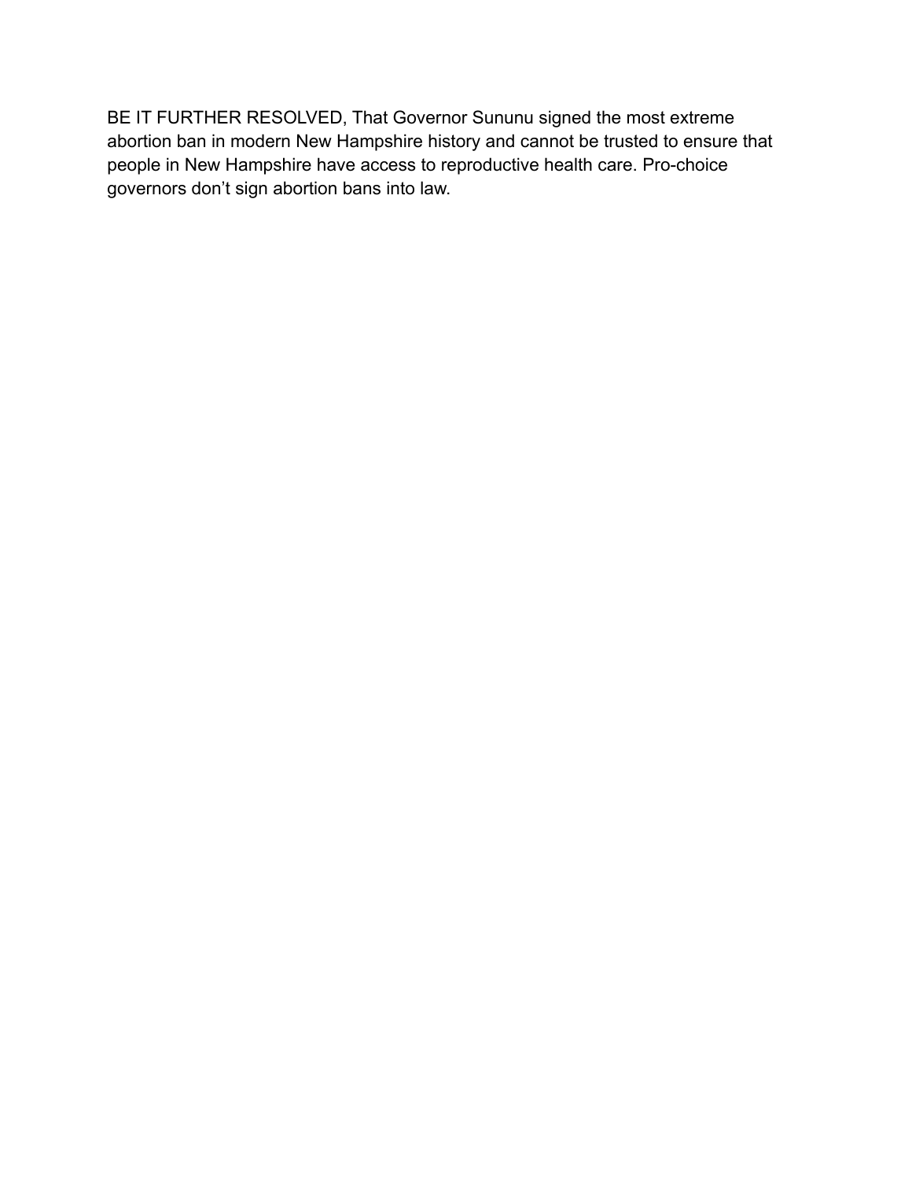BE IT FURTHER RESOLVED, That Governor Sununu signed the most extreme abortion ban in modern New Hampshire history and cannot be trusted to ensure that people in New Hampshire have access to reproductive health care. Pro-choice governors don't sign abortion bans into law.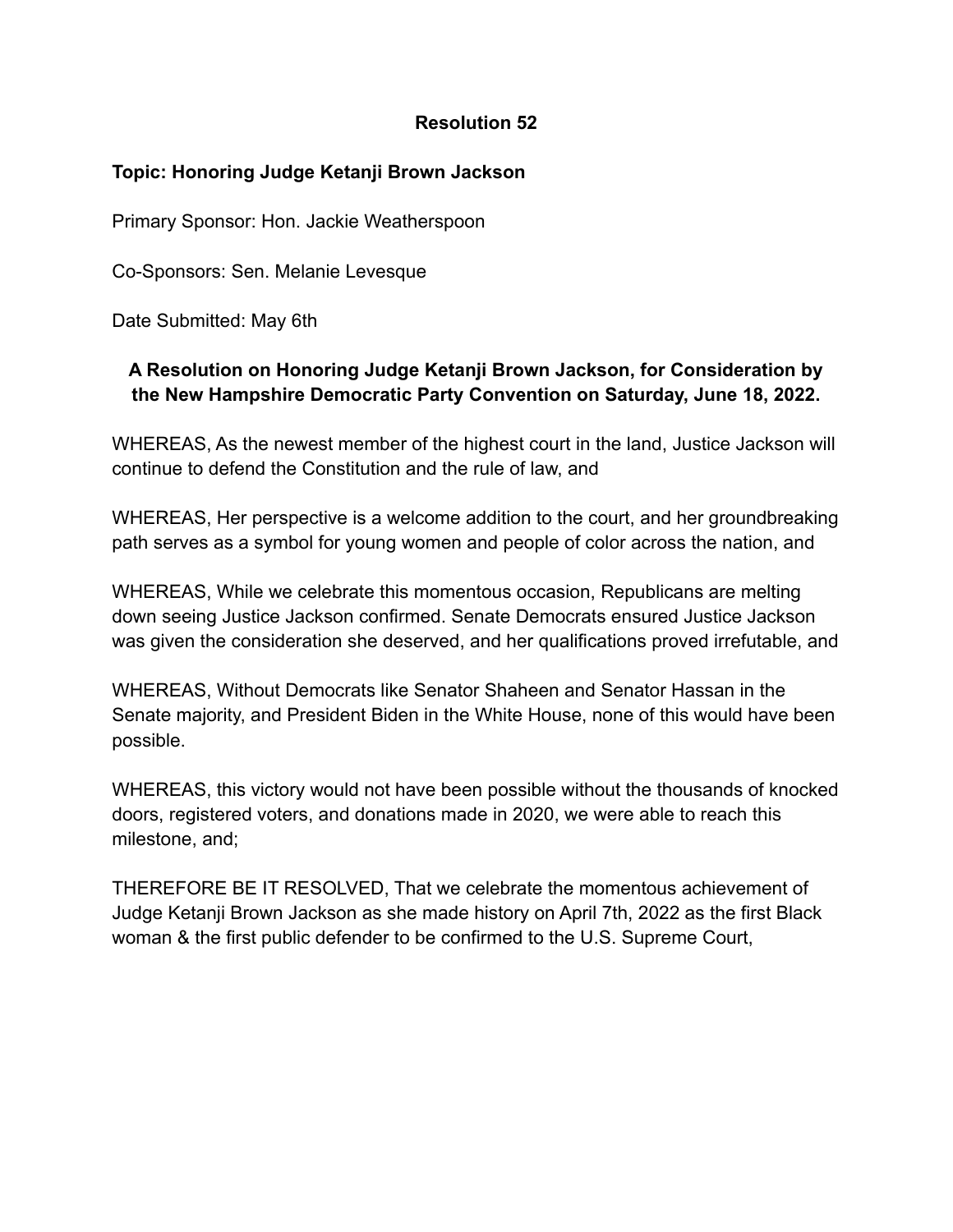**Resolution 52**

**Topic: Honoring Judge Ketanji Brown Jackson**

Primary Sponsor: Hon. Jackie Weatherspoon

Co-Sponsors: Sen. Melanie Levesque

Date Submitted: May 6th

**A Resolution on Honoring Judge Ketanji Brown Jackson, for Consideration by the New Hampshire Democratic Party Convention on Saturday, June 18, 2022.**

WHEREAS, As the newest member of the highest court in the land, Justice Jackson will continue to defend the Constitution and the rule of law, and

WHEREAS, Her perspective is a welcome addition to the court, and her groundbreaking path serves as a symbol for young women and people of color across the nation, and

WHEREAS, While we celebrate this momentous occasion, Republicans are melting down seeing Justice Jackson confirmed. Senate Democrats ensured Justice Jackson was given the consideration she deserved, and her qualifications proved irrefutable, and

WHEREAS, Without Democrats like Senator Shaheen and Senator Hassan in the Senate majority, and President Biden in the White House, none of this would have been possible.

WHEREAS, this victory would not have been possible without the thousands of knocked doors, registered voters, and donations made in 2020, we were able to reach this milestone, and;

THEREFORE BE IT RESOLVED, That we celebrate the momentous achievement of Judge Ketanji Brown Jackson as she made history on April 7th, 2022 as the first Black woman & the first public defender to be confirmed to the U.S. Supreme Court,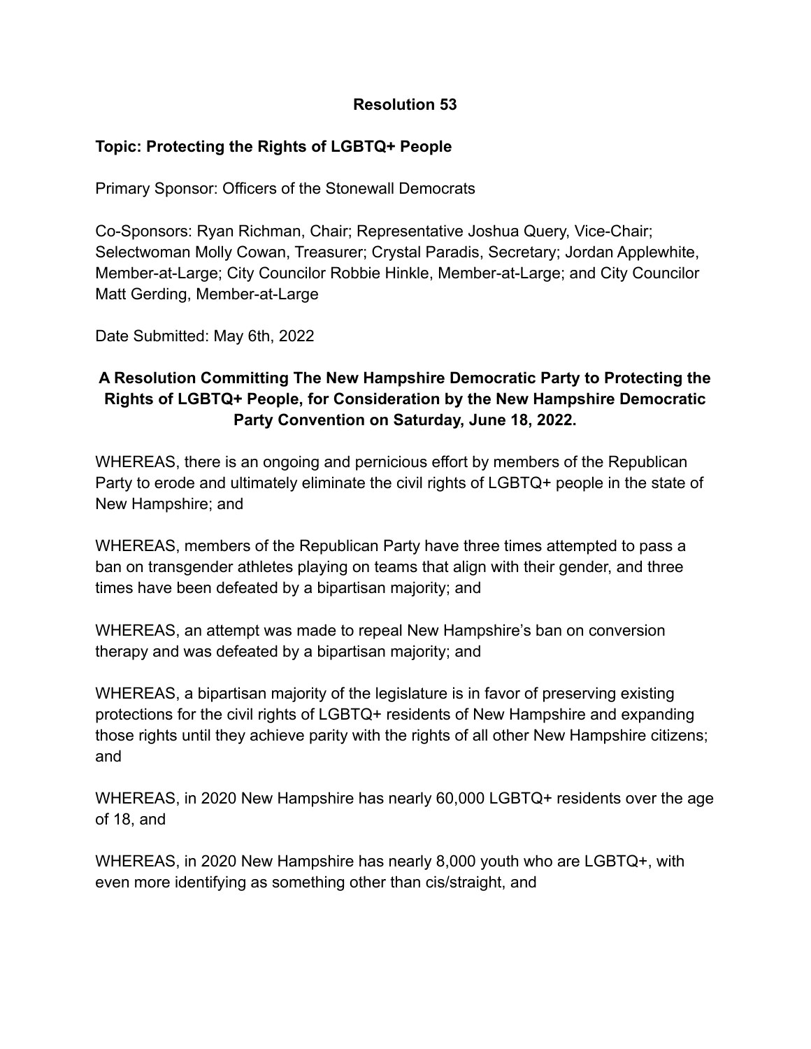**Resolution 53**

**Topic: Protecting the Rights of LGBTQ+ People**

Primary Sponsor: Officers of the Stonewall Democrats

Co-Sponsors: Ryan Richman, Chair; Representative Joshua Query, Vice-Chair; Selectwoman Molly Cowan, Treasurer; Crystal Paradis, Secretary; Jordan Applewhite, Member-at-Large; City Councilor Robbie Hinkle, Member-at-Large; and City Councilor Matt Gerding, Member-at-Large

Date Submitted: May 6th, 2022

**A Resolution Committing The New Hampshire Democratic Party to Protecting the Rights of LGBTQ+ People, for Consideration by the New Hampshire Democratic Party Convention on Saturday, June 18, 2022.**

WHEREAS, there is an ongoing and pernicious effort by members of the Republican Party to erode and ultimately eliminate the civil rights of LGBTQ+ people in the state of New Hampshire; and

WHEREAS, members of the Republican Party have three times attempted to pass a ban on transgender athletes playing on teams that align with their gender, and three times have been defeated by a bipartisan majority; and

WHEREAS, an attempt was made to repeal New Hampshire's ban on conversion therapy and was defeated by a bipartisan majority; and

WHEREAS, a bipartisan majority of the legislature is in favor of preserving existing protections for the civil rights of LGBTQ+ residents of New Hampshire and expanding those rights until they achieve parity with the rights of all other New Hampshire citizens; and

WHEREAS, in 2020 New Hampshire has nearly 60,000 LGBTQ+ residents over the age of 18, and

WHEREAS, in 2020 New Hampshire has nearly 8,000 youth who are LGBTQ+, with even more identifying as something other than cis/straight, and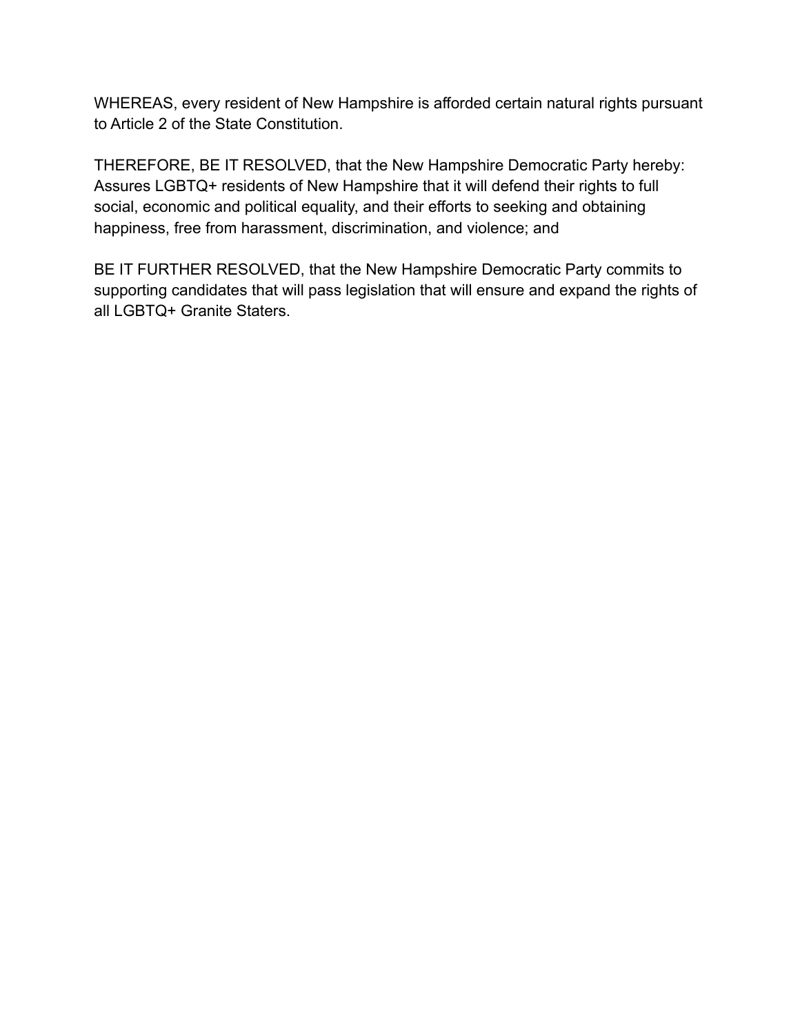WHEREAS, every resident of New Hampshire is afforded certain natural rights pursuant to Article 2 of the State Constitution.

THEREFORE, BE IT RESOLVED, that the New Hampshire Democratic Party hereby: Assures LGBTQ+ residents of New Hampshire that it will defend their rights to full social, economic and political equality, and their efforts to seeking and obtaining happiness, free from harassment, discrimination, and violence; and

BE IT FURTHER RESOLVED, that the New Hampshire Democratic Party commits to supporting candidates that will pass legislation that will ensure and expand the rights of all LGBTQ+ Granite Staters.